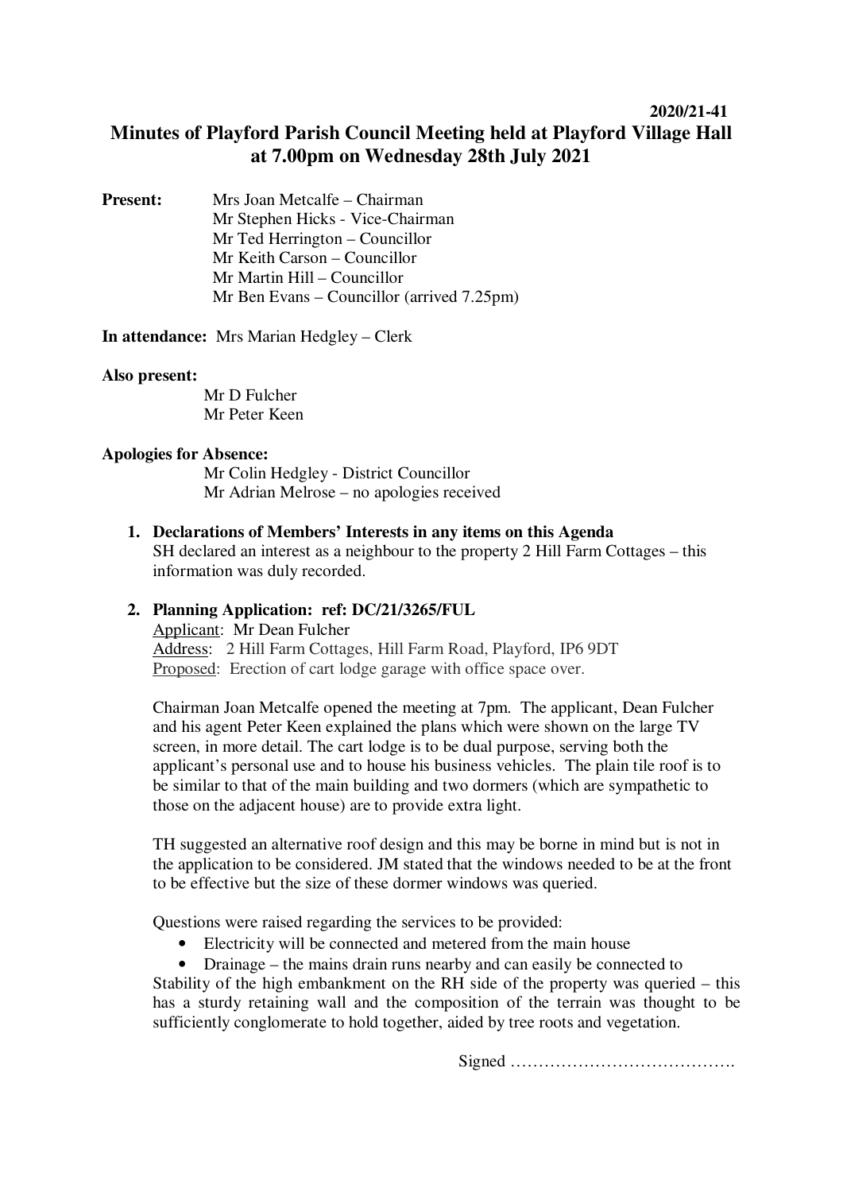**2020/21-41**

# Minutes of Playford Parish Council Meeting held at Playford Village Hall at 7.00pm on Wednesday 28th July 2021

**Present:**
Mrs Joan Metcalfe – Chairman
Mr Stephen Hicks - Vice-Chairman
Mr Ted Herrington – Councillor
Mr Keith Carson – Councillor
Mr Martin Hill – Councillor
Mr Ben Evans – Councillor (arrived 7.25pm)

**In attendance:** Mrs Marian Hedgley – Clerk

**Also present:**
Mr D Fulcher
Mr Peter Keen

**Apologies for Absence:**
Mr Colin Hedgley - District Councillor
Mr Adrian Melrose – no apologies received

1. **Declarations of Members' Interests in any items on this Agenda**
   SH declared an interest as a neighbour to the property 2 Hill Farm Cottages – this information was duly recorded.

2. **Planning Application: ref: DC/21/3265/FUL**
   Applicant: Mr Dean Fulcher
   Address: 2 Hill Farm Cottages, Hill Farm Road, Playford, IP6 9DT
   Proposed: Erection of cart lodge garage with office space over.

   Chairman Joan Metcalfe opened the meeting at 7pm. The applicant, Dean Fulcher and his agent Peter Keen explained the plans which were shown on the large TV screen, in more detail. The cart lodge is to be dual purpose, serving both the applicant's personal use and to house his business vehicles. The plain tile roof is to be similar to that of the main building and two dormers (which are sympathetic to those on the adjacent house) are to provide extra light.

   TH suggested an alternative roof design and this may be borne in mind but is not in the application to be considered. JM stated that the windows needed to be at the front to be effective but the size of these dormer windows was queried.

   Questions were raised regarding the services to be provided:

   - Electricity will be connected and metered from the main house
   - Drainage – the mains drain runs nearby and can easily be connected to

   Stability of the high embankment on the RH side of the property was queried – this has a sturdy retaining wall and the composition of the terrain was thought to be sufficiently conglomerate to hold together, aided by tree roots and vegetation.

Signed ………………………………….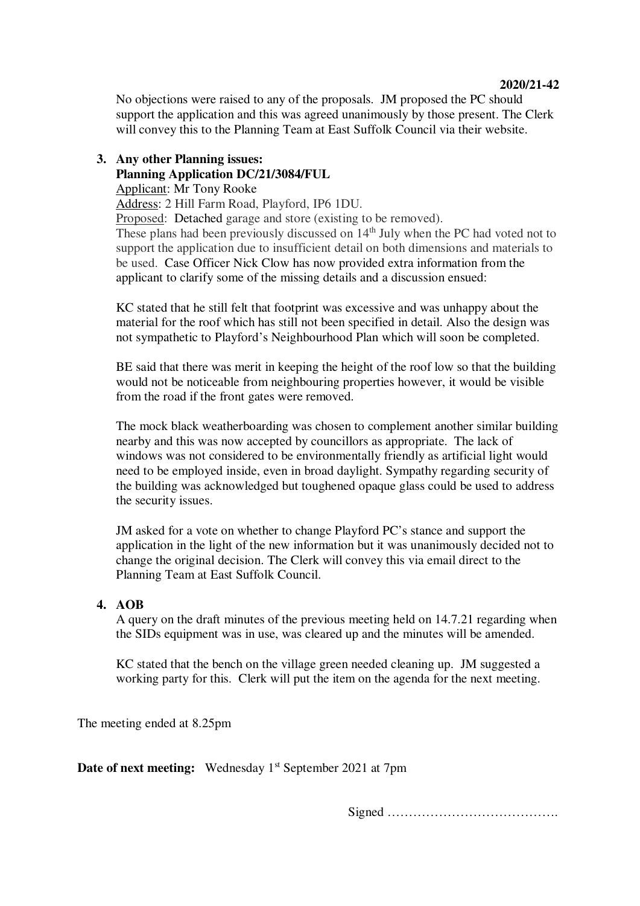No objections were raised to any of the proposals. JM proposed the PC should support the application and this was agreed unanimously by those present. The Clerk will convey this to the Planning Team at East Suffolk Council via their website.

3. **Any other Planning issues:**
   **Planning Application DC/21/3084/FUL**

   Applicant: Mr Tony Rooke
   Address: 2 Hill Farm Road, Playford, IP6 1DU.
   Proposed: Detached garage and store (existing to be removed).
   These plans had been previously discussed on 14th July when the PC had voted not to support the application due to insufficient detail on both dimensions and materials to be used. Case Officer Nick Clow has now provided extra information from the applicant to clarify some of the missing details and a discussion ensued:

   KC stated that he still felt that footprint was excessive and was unhappy about the material for the roof which has still not been specified in detail. Also the design was not sympathetic to Playford's Neighbourhood Plan which will soon be completed.

   BE said that there was merit in keeping the height of the roof low so that the building would not be noticeable from neighbouring properties however, it would be visible from the road if the front gates were removed.

   The mock black weatherboarding was chosen to complement another similar building nearby and this was now accepted by councillors as appropriate. The lack of windows was not considered to be environmentally friendly as artificial light would need to be employed inside, even in broad daylight. Sympathy regarding security of the building was acknowledged but toughened opaque glass could be used to address the security issues.

   JM asked for a vote on whether to change Playford PC's stance and support the application in the light of the new information but it was unanimously decided not to change the original decision. The Clerk will convey this via email direct to the Planning Team at East Suffolk Council.

4. **AOB**

   A query on the draft minutes of the previous meeting held on 14.7.21 regarding when the SIDs equipment was in use, was cleared up and the minutes will be amended.

   KC stated that the bench on the village green needed cleaning up. JM suggested a working party for this. Clerk will put the item on the agenda for the next meeting.

The meeting ended at 8.25pm

**Date of next meeting:** Wednesday 1st September 2021 at 7pm

Signed ………………………………….